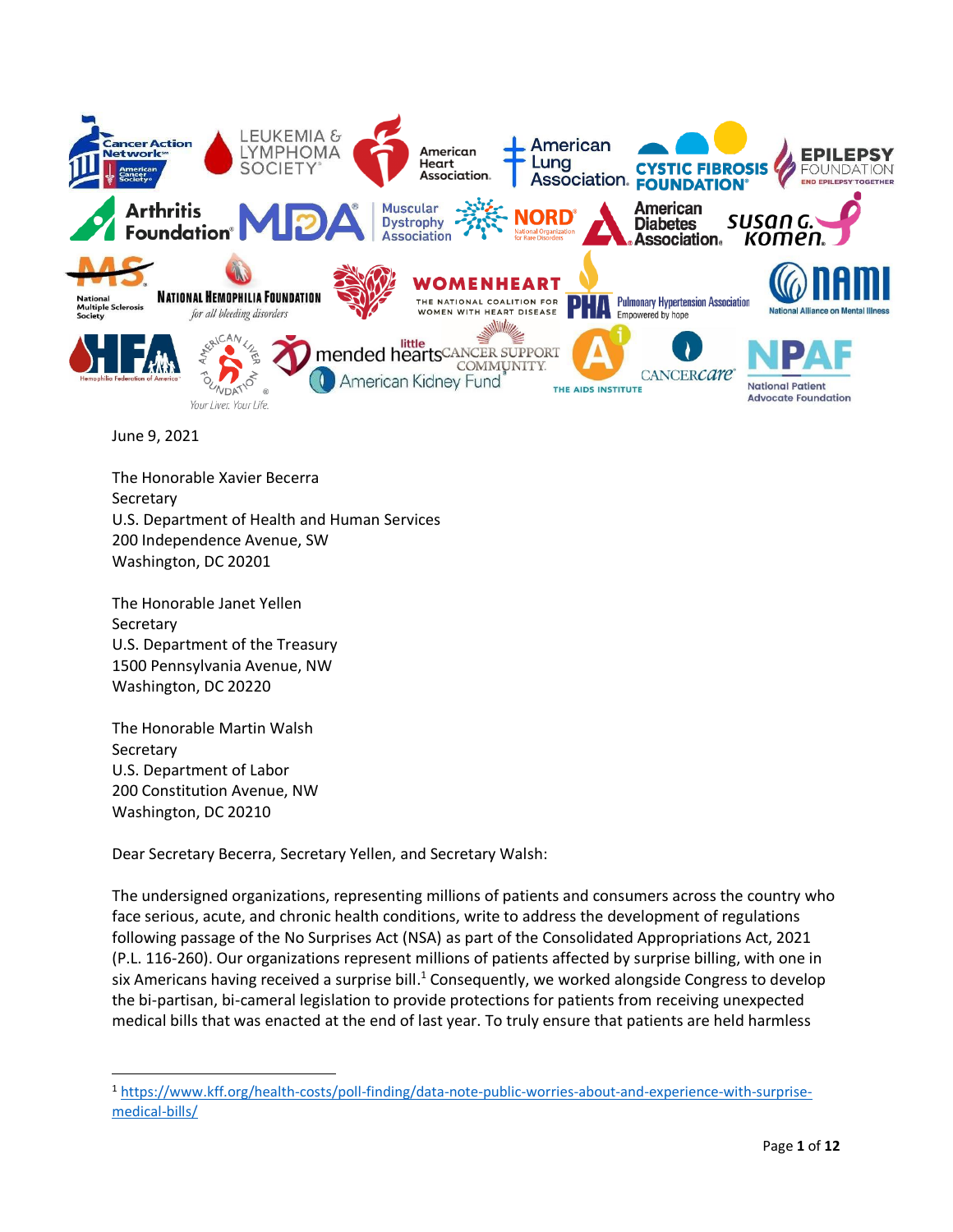June 9, 2021

The Honorable Xavier Becerra
Secretary
U.S. Department of Health and Human Services
200 Independence Avenue, SW
Washington, DC 20201

The Honorable Janet Yellen
Secretary
U.S. Department of the Treasury
1500 Pennsylvania Avenue, NW
Washington, DC 20220

The Honorable Martin Walsh
Secretary
U.S. Department of Labor
200 Constitution Avenue, NW
Washington, DC 20210

Dear Secretary Becerra, Secretary Yellen, and Secretary Walsh:

The undersigned organizations, representing millions of patients and consumers across the country who face serious, acute, and chronic health conditions, write to address the development of regulations following passage of the No Surprises Act (NSA) as part of the Consolidated Appropriations Act, 2021 (P.L. 116-260). Our organizations represent millions of patients affected by surprise billing, with one in six Americans having received a surprise bill.[1] Consequently, we worked alongside Congress to develop the bi-partisan, bi-cameral legislation to provide protections for patients from receiving unexpected medical bills that was enacted at the end of last year. To truly ensure that patients are held harmless

[1] https://www.kff.org/health-costs/poll-finding/data-note-public-worries-about-and-experience-with-surprise-medical-bills/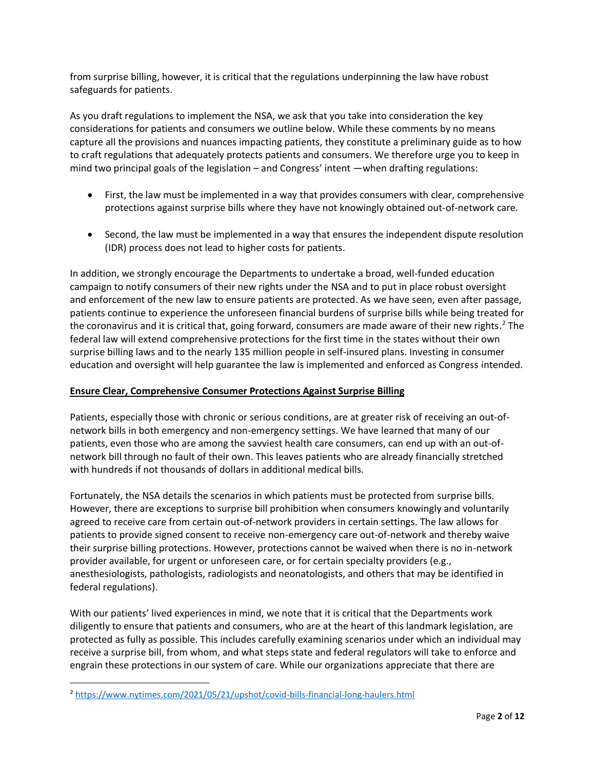from surprise billing, however, it is critical that the regulations underpinning the law have robust safeguards for patients.

As you draft regulations to implement the NSA, we ask that you take into consideration the key considerations for patients and consumers we outline below. While these comments by no means capture all the provisions and nuances impacting patients, they constitute a preliminary guide as to how to craft regulations that adequately protects patients and consumers. We therefore urge you to keep in mind two principal goals of the legislation – and Congress' intent —when drafting regulations:

- First, the law must be implemented in a way that provides consumers with clear, comprehensive protections against surprise bills where they have not knowingly obtained out-of-network care.
- Second, the law must be implemented in a way that ensures the independent dispute resolution (IDR) process does not lead to higher costs for patients.

In addition, we strongly encourage the Departments to undertake a broad, well-funded education campaign to notify consumers of their new rights under the NSA and to put in place robust oversight and enforcement of the new law to ensure patients are protected. As we have seen, even after passage, patients continue to experience the unforeseen financial burdens of surprise bills while being treated for the coronavirus and it is critical that, going forward, consumers are made aware of their new rights.[2] The federal law will extend comprehensive protections for the first time in the states without their own surprise billing laws and to the nearly 135 million people in self-insured plans. Investing in consumer education and oversight will help guarantee the law is implemented and enforced as Congress intended.

**Ensure Clear, Comprehensive Consumer Protections Against Surprise Billing**

Patients, especially those with chronic or serious conditions, are at greater risk of receiving an out-of-network bills in both emergency and non-emergency settings. We have learned that many of our patients, even those who are among the savviest health care consumers, can end up with an out-of-network bill through no fault of their own. This leaves patients who are already financially stretched with hundreds if not thousands of dollars in additional medical bills.

Fortunately, the NSA details the scenarios in which patients must be protected from surprise bills. However, there are exceptions to surprise bill prohibition when consumers knowingly and voluntarily agreed to receive care from certain out-of-network providers in certain settings. The law allows for patients to provide signed consent to receive non-emergency care out-of-network and thereby waive their surprise billing protections. However, protections cannot be waived when there is no in-network provider available, for urgent or unforeseen care, or for certain specialty providers (e.g., anesthesiologists, pathologists, radiologists and neonatologists, and others that may be identified in federal regulations).

With our patients' lived experiences in mind, we note that it is critical that the Departments work diligently to ensure that patients and consumers, who are at the heart of this landmark legislation, are protected as fully as possible. This includes carefully examining scenarios under which an individual may receive a surprise bill, from whom, and what steps state and federal regulators will take to enforce and engrain these protections in our system of care. While our organizations appreciate that there are

[2] https://www.nytimes.com/2021/05/21/upshot/covid-bills-financial-long-haulers.html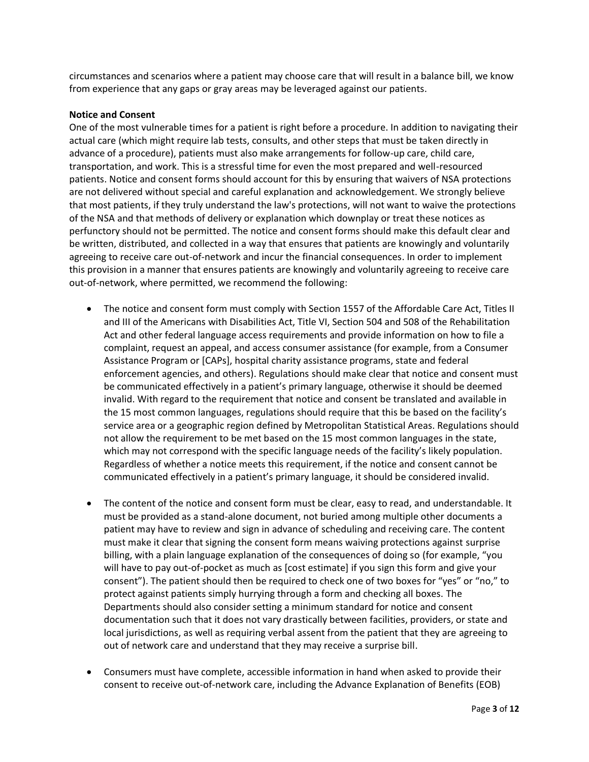circumstances and scenarios where a patient may choose care that will result in a balance bill, we know from experience that any gaps or gray areas may be leveraged against our patients.

**Notice and Consent**

One of the most vulnerable times for a patient is right before a procedure. In addition to navigating their actual care (which might require lab tests, consults, and other steps that must be taken directly in advance of a procedure), patients must also make arrangements for follow-up care, child care, transportation, and work. This is a stressful time for even the most prepared and well-resourced patients. Notice and consent forms should account for this by ensuring that waivers of NSA protections are not delivered without special and careful explanation and acknowledgement. We strongly believe that most patients, if they truly understand the law's protections, will not want to waive the protections of the NSA and that methods of delivery or explanation which downplay or treat these notices as perfunctory should not be permitted. The notice and consent forms should make this default clear and be written, distributed, and collected in a way that ensures that patients are knowingly and voluntarily agreeing to receive care out-of-network and incur the financial consequences. In order to implement this provision in a manner that ensures patients are knowingly and voluntarily agreeing to receive care out-of-network, where permitted, we recommend the following:

- The notice and consent form must comply with Section 1557 of the Affordable Care Act, Titles II and III of the Americans with Disabilities Act, Title VI, Section 504 and 508 of the Rehabilitation Act and other federal language access requirements and provide information on how to file a complaint, request an appeal, and access consumer assistance (for example, from a Consumer Assistance Program or [CAPs], hospital charity assistance programs, state and federal enforcement agencies, and others). Regulations should make clear that notice and consent must be communicated effectively in a patient's primary language, otherwise it should be deemed invalid. With regard to the requirement that notice and consent be translated and available in the 15 most common languages, regulations should require that this be based on the facility's service area or a geographic region defined by Metropolitan Statistical Areas. Regulations should not allow the requirement to be met based on the 15 most common languages in the state, which may not correspond with the specific language needs of the facility's likely population. Regardless of whether a notice meets this requirement, if the notice and consent cannot be communicated effectively in a patient's primary language, it should be considered invalid.

- The content of the notice and consent form must be clear, easy to read, and understandable. It must be provided as a stand-alone document, not buried among multiple other documents a patient may have to review and sign in advance of scheduling and receiving care. The content must make it clear that signing the consent form means waiving protections against surprise billing, with a plain language explanation of the consequences of doing so (for example, "you will have to pay out-of-pocket as much as [cost estimate] if you sign this form and give your consent"). The patient should then be required to check one of two boxes for "yes" or "no," to protect against patients simply hurrying through a form and checking all boxes. The Departments should also consider setting a minimum standard for notice and consent documentation such that it does not vary drastically between facilities, providers, or state and local jurisdictions, as well as requiring verbal assent from the patient that they are agreeing to out of network care and understand that they may receive a surprise bill.

- Consumers must have complete, accessible information in hand when asked to provide their consent to receive out-of-network care, including the Advance Explanation of Benefits (EOB)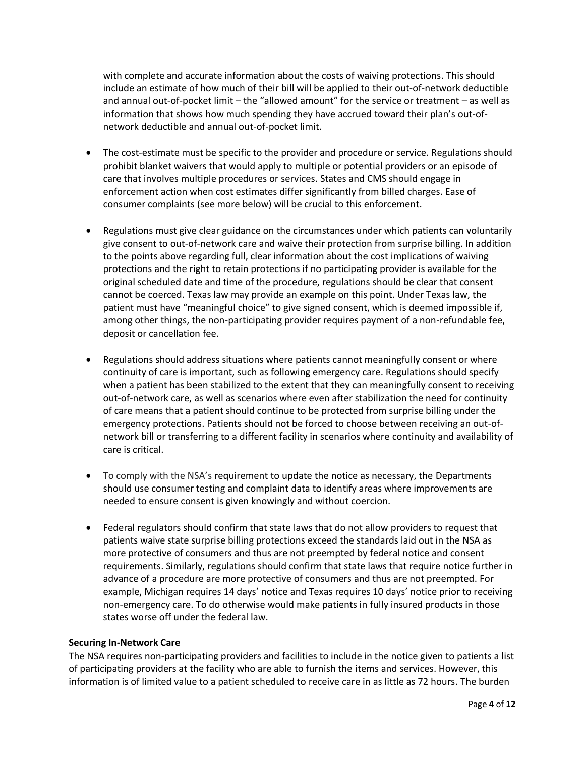with complete and accurate information about the costs of waiving protections. This should include an estimate of how much of their bill will be applied to their out-of-network deductible and annual out-of-pocket limit – the "allowed amount" for the service or treatment – as well as information that shows how much spending they have accrued toward their plan's out-of-network deductible and annual out-of-pocket limit.

- The cost-estimate must be specific to the provider and procedure or service. Regulations should prohibit blanket waivers that would apply to multiple or potential providers or an episode of care that involves multiple procedures or services. States and CMS should engage in enforcement action when cost estimates differ significantly from billed charges. Ease of consumer complaints (see more below) will be crucial to this enforcement.

- Regulations must give clear guidance on the circumstances under which patients can voluntarily give consent to out-of-network care and waive their protection from surprise billing. In addition to the points above regarding full, clear information about the cost implications of waiving protections and the right to retain protections if no participating provider is available for the original scheduled date and time of the procedure, regulations should be clear that consent cannot be coerced. Texas law may provide an example on this point. Under Texas law, the patient must have "meaningful choice" to give signed consent, which is deemed impossible if, among other things, the non-participating provider requires payment of a non-refundable fee, deposit or cancellation fee.

- Regulations should address situations where patients cannot meaningfully consent or where continuity of care is important, such as following emergency care. Regulations should specify when a patient has been stabilized to the extent that they can meaningfully consent to receiving out-of-network care, as well as scenarios where even after stabilization the need for continuity of care means that a patient should continue to be protected from surprise billing under the emergency protections. Patients should not be forced to choose between receiving an out-of-network bill or transferring to a different facility in scenarios where continuity and availability of care is critical.

- To comply with the NSA's requirement to update the notice as necessary, the Departments should use consumer testing and complaint data to identify areas where improvements are needed to ensure consent is given knowingly and without coercion.

- Federal regulators should confirm that state laws that do not allow providers to request that patients waive state surprise billing protections exceed the standards laid out in the NSA as more protective of consumers and thus are not preempted by federal notice and consent requirements. Similarly, regulations should confirm that state laws that require notice further in advance of a procedure are more protective of consumers and thus are not preempted. For example, Michigan requires 14 days' notice and Texas requires 10 days' notice prior to receiving non-emergency care. To do otherwise would make patients in fully insured products in those states worse off under the federal law.

**Securing In-Network Care**

The NSA requires non-participating providers and facilities to include in the notice given to patients a list of participating providers at the facility who are able to furnish the items and services. However, this information is of limited value to a patient scheduled to receive care in as little as 72 hours. The burden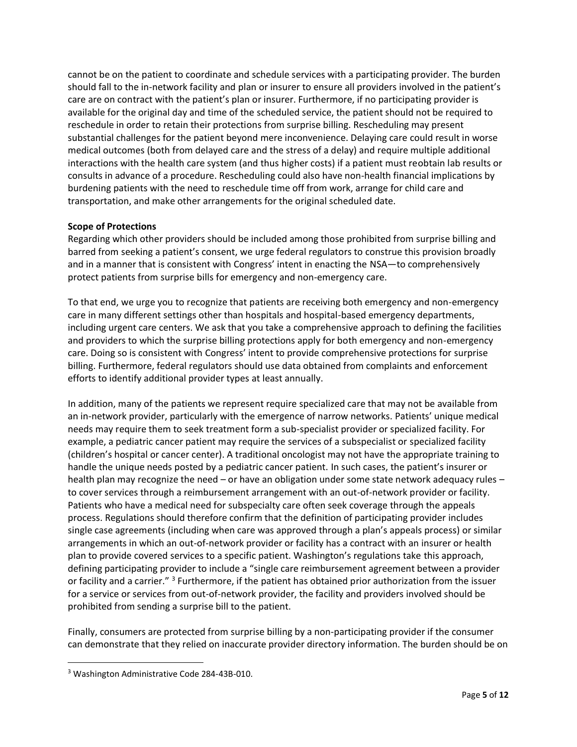cannot be on the patient to coordinate and schedule services with a participating provider. The burden should fall to the in-network facility and plan or insurer to ensure all providers involved in the patient's care are on contract with the patient's plan or insurer. Furthermore, if no participating provider is available for the original day and time of the scheduled service, the patient should not be required to reschedule in order to retain their protections from surprise billing. Rescheduling may present substantial challenges for the patient beyond mere inconvenience. Delaying care could result in worse medical outcomes (both from delayed care and the stress of a delay) and require multiple additional interactions with the health care system (and thus higher costs) if a patient must reobtain lab results or consults in advance of a procedure. Rescheduling could also have non-health financial implications by burdening patients with the need to reschedule time off from work, arrange for child care and transportation, and make other arrangements for the original scheduled date.

**Scope of Protections**

Regarding which other providers should be included among those prohibited from surprise billing and barred from seeking a patient's consent, we urge federal regulators to construe this provision broadly and in a manner that is consistent with Congress' intent in enacting the NSA—to comprehensively protect patients from surprise bills for emergency and non-emergency care.

To that end, we urge you to recognize that patients are receiving both emergency and non-emergency care in many different settings other than hospitals and hospital-based emergency departments, including urgent care centers. We ask that you take a comprehensive approach to defining the facilities and providers to which the surprise billing protections apply for both emergency and non-emergency care. Doing so is consistent with Congress' intent to provide comprehensive protections for surprise billing. Furthermore, federal regulators should use data obtained from complaints and enforcement efforts to identify additional provider types at least annually.

In addition, many of the patients we represent require specialized care that may not be available from an in-network provider, particularly with the emergence of narrow networks. Patients' unique medical needs may require them to seek treatment form a sub-specialist provider or specialized facility. For example, a pediatric cancer patient may require the services of a subspecialist or specialized facility (children's hospital or cancer center). A traditional oncologist may not have the appropriate training to handle the unique needs posted by a pediatric cancer patient. In such cases, the patient's insurer or health plan may recognize the need – or have an obligation under some state network adequacy rules – to cover services through a reimbursement arrangement with an out-of-network provider or facility. Patients who have a medical need for subspecialty care often seek coverage through the appeals process. Regulations should therefore confirm that the definition of participating provider includes single case agreements (including when care was approved through a plan's appeals process) or similar arrangements in which an out-of-network provider or facility has a contract with an insurer or health plan to provide covered services to a specific patient. Washington's regulations take this approach, defining participating provider to include a "single care reimbursement agreement between a provider or facility and a carrier." [3] Furthermore, if the patient has obtained prior authorization from the issuer for a service or services from out-of-network provider, the facility and providers involved should be prohibited from sending a surprise bill to the patient.

Finally, consumers are protected from surprise billing by a non-participating provider if the consumer can demonstrate that they relied on inaccurate provider directory information. The burden should be on

[3] Washington Administrative Code 284-43B-010.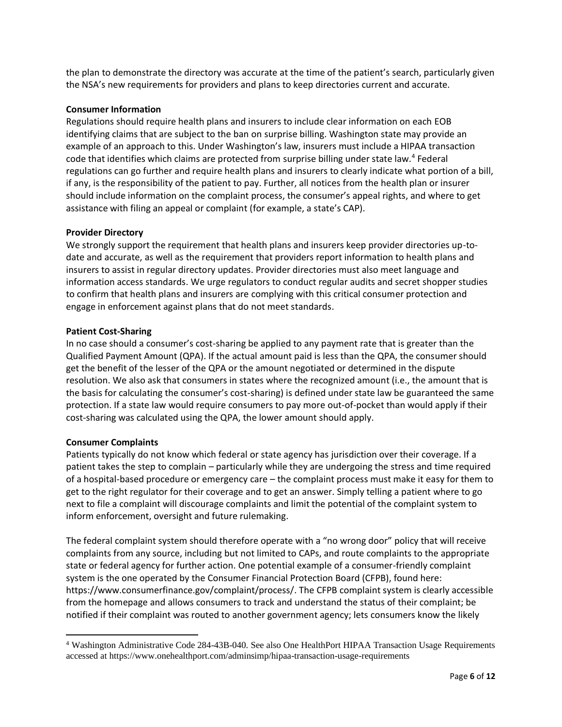the plan to demonstrate the directory was accurate at the time of the patient's search, particularly given the NSA's new requirements for providers and plans to keep directories current and accurate.

**Consumer Information**

Regulations should require health plans and insurers to include clear information on each EOB identifying claims that are subject to the ban on surprise billing. Washington state may provide an example of an approach to this. Under Washington's law, insurers must include a HIPAA transaction code that identifies which claims are protected from surprise billing under state law.[4] Federal regulations can go further and require health plans and insurers to clearly indicate what portion of a bill, if any, is the responsibility of the patient to pay. Further, all notices from the health plan or insurer should include information on the complaint process, the consumer's appeal rights, and where to get assistance with filing an appeal or complaint (for example, a state's CAP).

**Provider Directory**

We strongly support the requirement that health plans and insurers keep provider directories up-to-date and accurate, as well as the requirement that providers report information to health plans and insurers to assist in regular directory updates. Provider directories must also meet language and information access standards. We urge regulators to conduct regular audits and secret shopper studies to confirm that health plans and insurers are complying with this critical consumer protection and engage in enforcement against plans that do not meet standards.

**Patient Cost-Sharing**

In no case should a consumer's cost-sharing be applied to any payment rate that is greater than the Qualified Payment Amount (QPA). If the actual amount paid is less than the QPA, the consumer should get the benefit of the lesser of the QPA or the amount negotiated or determined in the dispute resolution. We also ask that consumers in states where the recognized amount (i.e., the amount that is the basis for calculating the consumer's cost-sharing) is defined under state law be guaranteed the same protection. If a state law would require consumers to pay more out-of-pocket than would apply if their cost-sharing was calculated using the QPA, the lower amount should apply.

**Consumer Complaints**

Patients typically do not know which federal or state agency has jurisdiction over their coverage. If a patient takes the step to complain – particularly while they are undergoing the stress and time required of a hospital-based procedure or emergency care – the complaint process must make it easy for them to get to the right regulator for their coverage and to get an answer. Simply telling a patient where to go next to file a complaint will discourage complaints and limit the potential of the complaint system to inform enforcement, oversight and future rulemaking.

The federal complaint system should therefore operate with a "no wrong door" policy that will receive complaints from any source, including but not limited to CAPs, and route complaints to the appropriate state or federal agency for further action. One potential example of a consumer-friendly complaint system is the one operated by the Consumer Financial Protection Board (CFPB), found here: https://www.consumerfinance.gov/complaint/process/. The CFPB complaint system is clearly accessible from the homepage and allows consumers to track and understand the status of their complaint; be notified if their complaint was routed to another government agency; lets consumers know the likely

[4] Washington Administrative Code 284-43B-040. See also One HealthPort HIPAA Transaction Usage Requirements accessed at https://www.onehealthport.com/adminsimp/hipaa-transaction-usage-requirements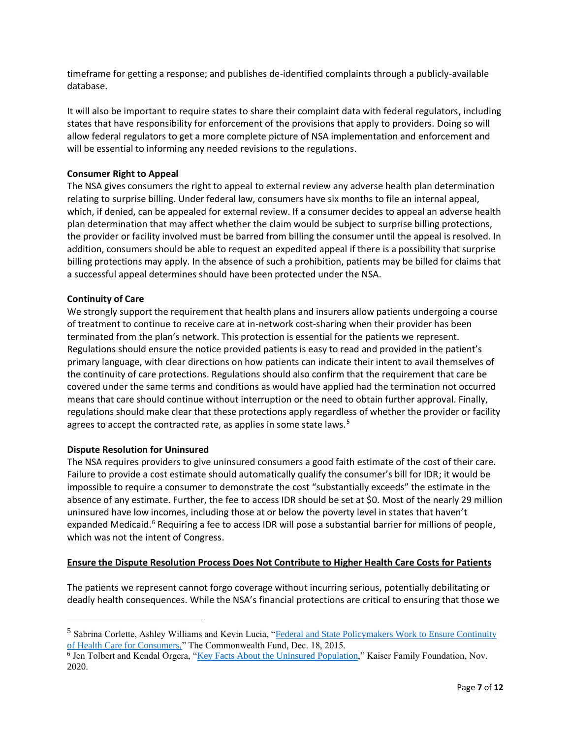timeframe for getting a response; and publishes de-identified complaints through a publicly-available database.

It will also be important to require states to share their complaint data with federal regulators, including states that have responsibility for enforcement of the provisions that apply to providers. Doing so will allow federal regulators to get a more complete picture of NSA implementation and enforcement and will be essential to informing any needed revisions to the regulations.

**Consumer Right to Appeal**

The NSA gives consumers the right to appeal to external review any adverse health plan determination relating to surprise billing. Under federal law, consumers have six months to file an internal appeal, which, if denied, can be appealed for external review. If a consumer decides to appeal an adverse health plan determination that may affect whether the claim would be subject to surprise billing protections, the provider or facility involved must be barred from billing the consumer until the appeal is resolved. In addition, consumers should be able to request an expedited appeal if there is a possibility that surprise billing protections may apply. In the absence of such a prohibition, patients may be billed for claims that a successful appeal determines should have been protected under the NSA.

**Continuity of Care**

We strongly support the requirement that health plans and insurers allow patients undergoing a course of treatment to continue to receive care at in-network cost-sharing when their provider has been terminated from the plan's network. This protection is essential for the patients we represent. Regulations should ensure the notice provided patients is easy to read and provided in the patient's primary language, with clear directions on how patients can indicate their intent to avail themselves of the continuity of care protections. Regulations should also confirm that the requirement that care be covered under the same terms and conditions as would have applied had the termination not occurred means that care should continue without interruption or the need to obtain further approval. Finally, regulations should make clear that these protections apply regardless of whether the provider or facility agrees to accept the contracted rate, as applies in some state laws.[5]

**Dispute Resolution for Uninsured**

The NSA requires providers to give uninsured consumers a good faith estimate of the cost of their care. Failure to provide a cost estimate should automatically qualify the consumer's bill for IDR; it would be impossible to require a consumer to demonstrate the cost "substantially exceeds" the estimate in the absence of any estimate. Further, the fee to access IDR should be set at $0. Most of the nearly 29 million uninsured have low incomes, including those at or below the poverty level in states that haven't expanded Medicaid.[6] Requiring a fee to access IDR will pose a substantial barrier for millions of people, which was not the intent of Congress.

**<u>Ensure the Dispute Resolution Process Does Not Contribute to Higher Health Care Costs for Patients</u>**

The patients we represent cannot forgo coverage without incurring serious, potentially debilitating or deadly health consequences. While the NSA's financial protections are critical to ensuring that those we

---

[5] Sabrina Corlette, Ashley Williams and Kevin Lucia, "Federal and State Policymakers Work to Ensure Continuity of Health Care for Consumers," The Commonwealth Fund, Dec. 18, 2015.

[6] Jen Tolbert and Kendal Orgera, "Key Facts About the Uninsured Population," Kaiser Family Foundation, Nov. 2020.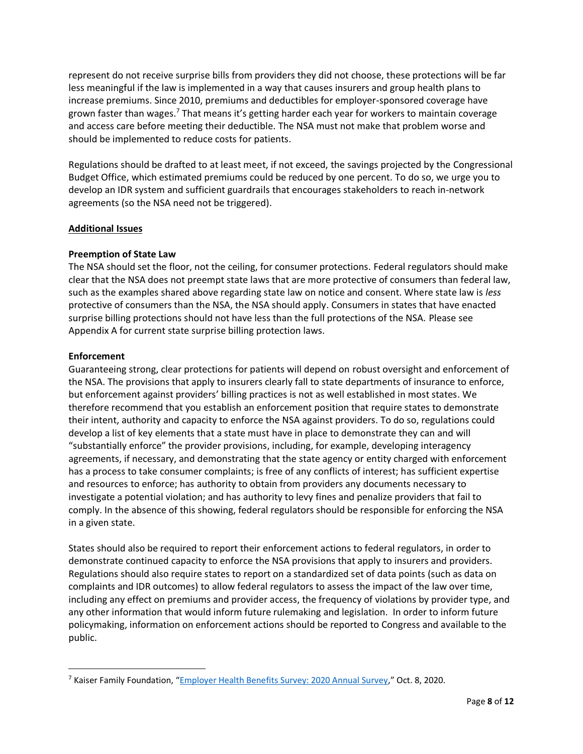represent do not receive surprise bills from providers they did not choose, these protections will be far less meaningful if the law is implemented in a way that causes insurers and group health plans to increase premiums. Since 2010, premiums and deductibles for employer-sponsored coverage have grown faster than wages.[7] That means it's getting harder each year for workers to maintain coverage and access care before meeting their deductible. The NSA must not make that problem worse and should be implemented to reduce costs for patients.

Regulations should be drafted to at least meet, if not exceed, the savings projected by the Congressional Budget Office, which estimated premiums could be reduced by one percent. To do so, we urge you to develop an IDR system and sufficient guardrails that encourages stakeholders to reach in-network agreements (so the NSA need not be triggered).

## <u>Additional Issues</u>

### Preemption of State Law

The NSA should set the floor, not the ceiling, for consumer protections. Federal regulators should make clear that the NSA does not preempt state laws that are more protective of consumers than federal law, such as the examples shared above regarding state law on notice and consent. Where state law is *less* protective of consumers than the NSA, the NSA should apply. Consumers in states that have enacted surprise billing protections should not have less than the full protections of the NSA. Please see Appendix A for current state surprise billing protection laws.

### Enforcement

Guaranteeing strong, clear protections for patients will depend on robust oversight and enforcement of the NSA. The provisions that apply to insurers clearly fall to state departments of insurance to enforce, but enforcement against providers' billing practices is not as well established in most states. We therefore recommend that you establish an enforcement position that require states to demonstrate their intent, authority and capacity to enforce the NSA against providers. To do so, regulations could develop a list of key elements that a state must have in place to demonstrate they can and will "substantially enforce" the provider provisions, including, for example, developing interagency agreements, if necessary, and demonstrating that the state agency or entity charged with enforcement has a process to take consumer complaints; is free of any conflicts of interest; has sufficient expertise and resources to enforce; has authority to obtain from providers any documents necessary to investigate a potential violation; and has authority to levy fines and penalize providers that fail to comply. In the absence of this showing, federal regulators should be responsible for enforcing the NSA in a given state.

States should also be required to report their enforcement actions to federal regulators, in order to demonstrate continued capacity to enforce the NSA provisions that apply to insurers and providers. Regulations should also require states to report on a standardized set of data points (such as data on complaints and IDR outcomes) to allow federal regulators to assess the impact of the law over time, including any effect on premiums and provider access, the frequency of violations by provider type, and any other information that would inform future rulemaking and legislation. In order to inform future policymaking, information on enforcement actions should be reported to Congress and available to the public.

---

[7] Kaiser Family Foundation, "Employer Health Benefits Survey: 2020 Annual Survey," Oct. 8, 2020.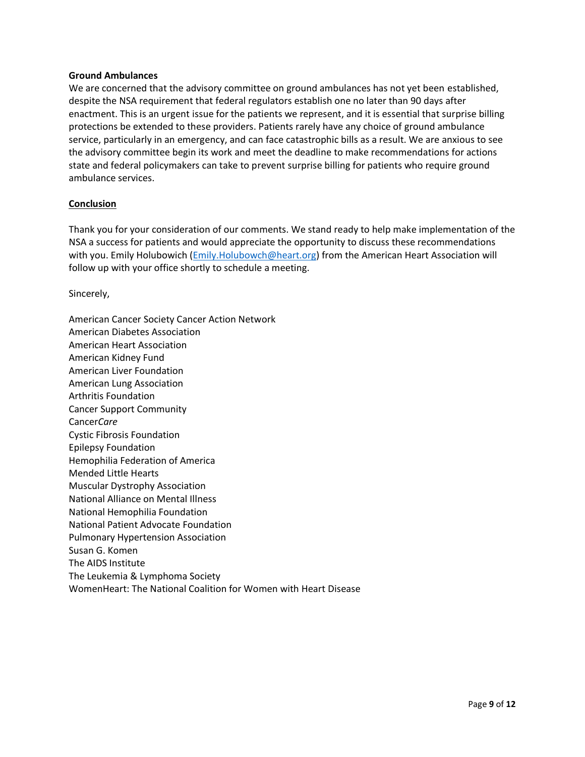**Ground Ambulances**

We are concerned that the advisory committee on ground ambulances has not yet been established, despite the NSA requirement that federal regulators establish one no later than 90 days after enactment. This is an urgent issue for the patients we represent, and it is essential that surprise billing protections be extended to these providers. Patients rarely have any choice of ground ambulance service, particularly in an emergency, and can face catastrophic bills as a result. We are anxious to see the advisory committee begin its work and meet the deadline to make recommendations for actions state and federal policymakers can take to prevent surprise billing for patients who require ground ambulance services.

**Conclusion**

Thank you for your consideration of our comments. We stand ready to help make implementation of the NSA a success for patients and would appreciate the opportunity to discuss these recommendations with you. Emily Holubowich (Emily.Holubowch@heart.org) from the American Heart Association will follow up with your office shortly to schedule a meeting.

Sincerely,

American Cancer Society Cancer Action Network
American Diabetes Association
American Heart Association
American Kidney Fund
American Liver Foundation
American Lung Association
Arthritis Foundation
Cancer Support Community
Cancer*Care*
Cystic Fibrosis Foundation
Epilepsy Foundation
Hemophilia Federation of America
Mended Little Hearts
Muscular Dystrophy Association
National Alliance on Mental Illness
National Hemophilia Foundation
National Patient Advocate Foundation
Pulmonary Hypertension Association
Susan G. Komen
The AIDS Institute
The Leukemia & Lymphoma Society
WomenHeart: The National Coalition for Women with Heart Disease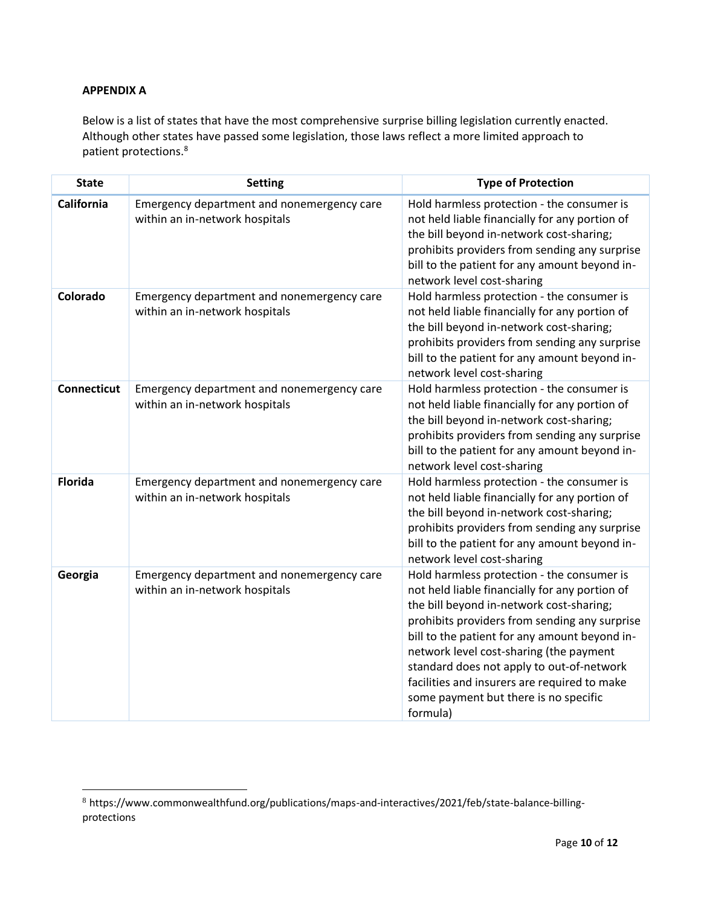**APPENDIX A**

Below is a list of states that have the most comprehensive surprise billing legislation currently enacted. Although other states have passed some legislation, those laws reflect a more limited approach to patient protections.[8]

| State | Setting | Type of Protection |
|---|---|---|
| **California** | Emergency department and nonemergency care within an in-network hospitals | Hold harmless protection - the consumer is not held liable financially for any portion of the bill beyond in-network cost-sharing; prohibits providers from sending any surprise bill to the patient for any amount beyond in-network level cost-sharing |
| **Colorado** | Emergency department and nonemergency care within an in-network hospitals | Hold harmless protection - the consumer is not held liable financially for any portion of the bill beyond in-network cost-sharing; prohibits providers from sending any surprise bill to the patient for any amount beyond in-network level cost-sharing |
| **Connecticut** | Emergency department and nonemergency care within an in-network hospitals | Hold harmless protection - the consumer is not held liable financially for any portion of the bill beyond in-network cost-sharing; prohibits providers from sending any surprise bill to the patient for any amount beyond in-network level cost-sharing |
| **Florida** | Emergency department and nonemergency care within an in-network hospitals | Hold harmless protection - the consumer is not held liable financially for any portion of the bill beyond in-network cost-sharing; prohibits providers from sending any surprise bill to the patient for any amount beyond in-network level cost-sharing |
| **Georgia** | Emergency department and nonemergency care within an in-network hospitals | Hold harmless protection - the consumer is not held liable financially for any portion of the bill beyond in-network cost-sharing; prohibits providers from sending any surprise bill to the patient for any amount beyond in-network level cost-sharing (the payment standard does not apply to out-of-network facilities and insurers are required to make some payment but there is no specific formula) |

[8] https://www.commonwealthfund.org/publications/maps-and-interactives/2021/feb/state-balance-billing-protections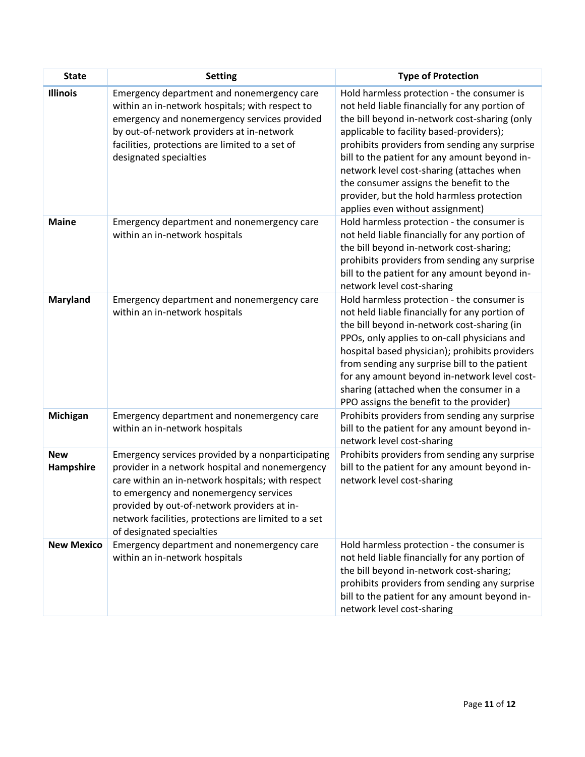| State | Setting | Type of Protection |
|---|---|---|
| **Illinois** | Emergency department and nonemergency care within an in-network hospitals; with respect to emergency and nonemergency services provided by out-of-network providers at in-network facilities, protections are limited to a set of designated specialties | Hold harmless protection - the consumer is not held liable financially for any portion of the bill beyond in-network cost-sharing (only applicable to facility based-providers); prohibits providers from sending any surprise bill to the patient for any amount beyond in-network level cost-sharing (attaches when the consumer assigns the benefit to the provider, but the hold harmless protection applies even without assignment) |
| **Maine** | Emergency department and nonemergency care within an in-network hospitals | Hold harmless protection - the consumer is not held liable financially for any portion of the bill beyond in-network cost-sharing; prohibits providers from sending any surprise bill to the patient for any amount beyond in-network level cost-sharing |
| **Maryland** | Emergency department and nonemergency care within an in-network hospitals | Hold harmless protection - the consumer is not held liable financially for any portion of the bill beyond in-network cost-sharing (in PPOs, only applies to on-call physicians and hospital based physician); prohibits providers from sending any surprise bill to the patient for any amount beyond in-network level cost-sharing (attached when the consumer in a PPO assigns the benefit to the provider) |
| **Michigan** | Emergency department and nonemergency care within an in-network hospitals | Prohibits providers from sending any surprise bill to the patient for any amount beyond in-network level cost-sharing |
| **New Hampshire** | Emergency services provided by a nonparticipating provider in a network hospital and nonemergency care within an in-network hospitals; with respect to emergency and nonemergency services provided by out-of-network providers at in-network facilities, protections are limited to a set of designated specialties | Prohibits providers from sending any surprise bill to the patient for any amount beyond in-network level cost-sharing |
| **New Mexico** | Emergency department and nonemergency care within an in-network hospitals | Hold harmless protection - the consumer is not held liable financially for any portion of the bill beyond in-network cost-sharing; prohibits providers from sending any surprise bill to the patient for any amount beyond in-network level cost-sharing |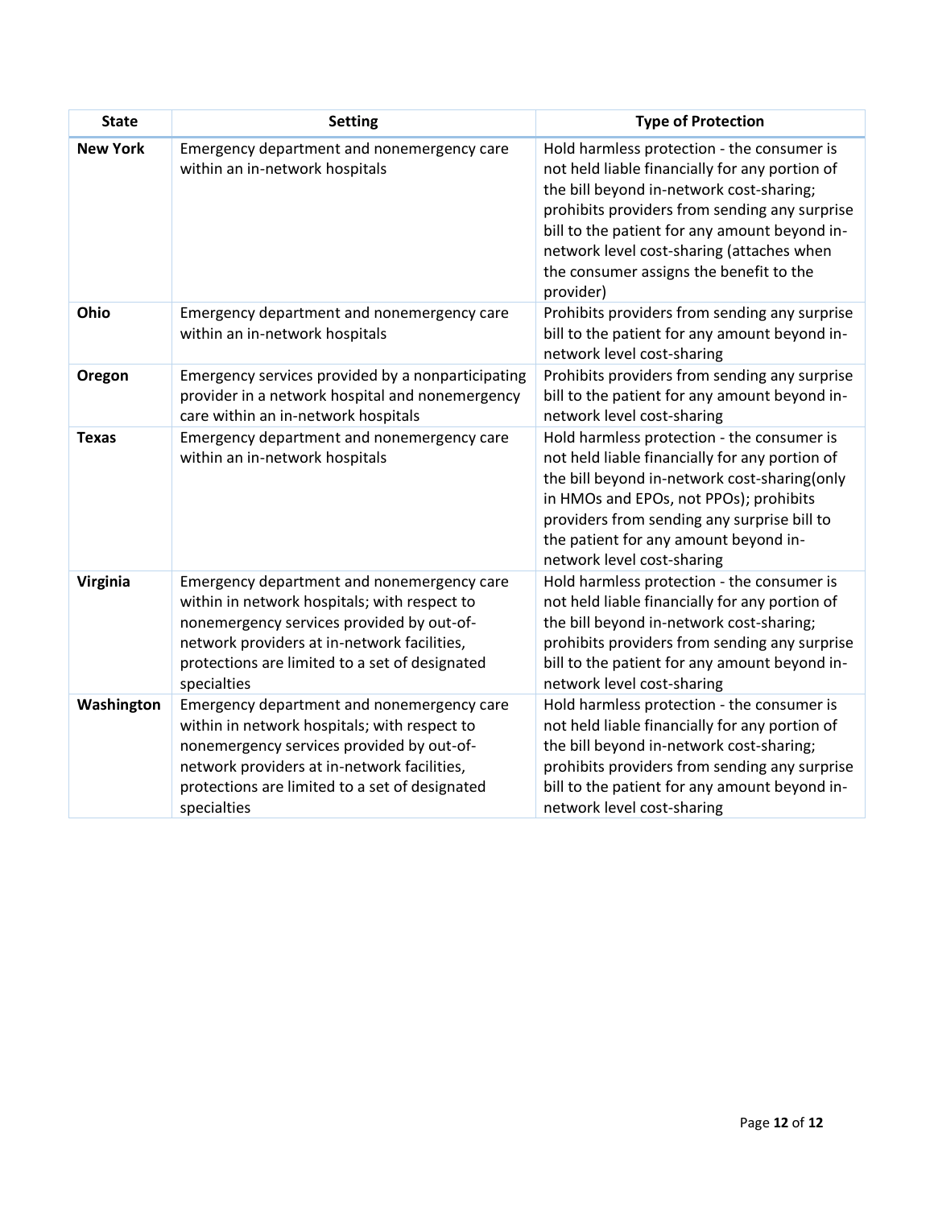| State | Setting | Type of Protection |
|---|---|---|
| **New York** | Emergency department and nonemergency care within an in-network hospitals | Hold harmless protection - the consumer is not held liable financially for any portion of the bill beyond in-network cost-sharing; prohibits providers from sending any surprise bill to the patient for any amount beyond in-network level cost-sharing (attaches when the consumer assigns the benefit to the provider) |
| **Ohio** | Emergency department and nonemergency care within an in-network hospitals | Prohibits providers from sending any surprise bill to the patient for any amount beyond in-network level cost-sharing |
| **Oregon** | Emergency services provided by a nonparticipating provider in a network hospital and nonemergency care within an in-network hospitals | Prohibits providers from sending any surprise bill to the patient for any amount beyond in-network level cost-sharing |
| **Texas** | Emergency department and nonemergency care within an in-network hospitals | Hold harmless protection - the consumer is not held liable financially for any portion of the bill beyond in-network cost-sharing(only in HMOs and EPOs, not PPOs); prohibits providers from sending any surprise bill to the patient for any amount beyond in-network level cost-sharing |
| **Virginia** | Emergency department and nonemergency care within in network hospitals; with respect to nonemergency services provided by out-of-network providers at in-network facilities, protections are limited to a set of designated specialties | Hold harmless protection - the consumer is not held liable financially for any portion of the bill beyond in-network cost-sharing; prohibits providers from sending any surprise bill to the patient for any amount beyond in-network level cost-sharing |
| **Washington** | Emergency department and nonemergency care within in network hospitals; with respect to nonemergency services provided by out-of-network providers at in-network facilities, protections are limited to a set of designated specialties | Hold harmless protection - the consumer is not held liable financially for any portion of the bill beyond in-network cost-sharing; prohibits providers from sending any surprise bill to the patient for any amount beyond in-network level cost-sharing |